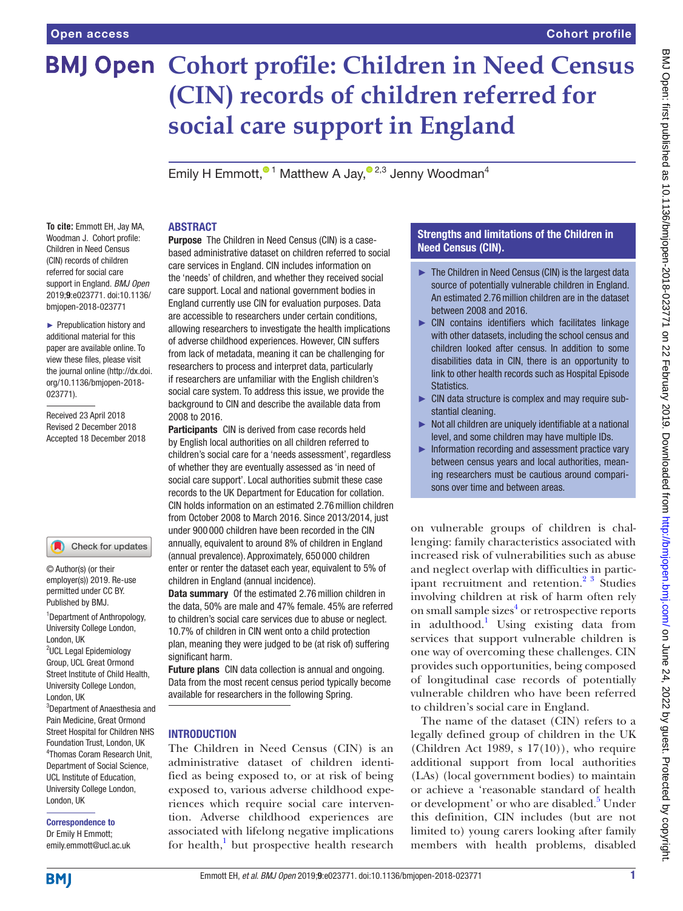# Cohort profile: Children in Need Census (CIN) records of children referred for social care support in England

Emily H Emmott,[1] Matthew A Jay,[2,3] Jenny Woodman[4]

**To cite:** Emmott EH, Jay MA, Woodman J. Cohort profile: Children in Need Census (CIN) records of children referred for social care support in England. *BMJ Open* 2019;**9**:e023771. doi:10.1136/bmjopen-2018-023771

► Prepublication history and additional material for this paper are available online. To view these files, please visit the journal online (http://dx.doi.org/10.1136/bmjopen-2018-023771).

Received 23 April 2018
Revised 2 December 2018
Accepted 18 December 2018

© Author(s) (or their employer(s)) 2019. Re-use permitted under CC BY. Published by BMJ.

[1]Department of Anthropology, University College London, London, UK
[2]UCL Legal Epidemiology Group, UCL Great Ormond Street Institute of Child Health, University College London, London, UK
[3]Department of Anaesthesia and Pain Medicine, Great Ormond Street Hospital for Children NHS Foundation Trust, London, UK
[4]Thomas Coram Research Unit, Department of Social Science, UCL Institute of Education, University College London, London, UK

**Correspondence to**
Dr Emily H Emmott;
emily.emmott@ucl.ac.uk

## ABSTRACT

**Purpose** The Children in Need Census (CIN) is a case-based administrative dataset on children referred to social care services in England. CIN includes information on the 'needs' of children, and whether they received social care support. Local and national government bodies in England currently use CIN for evaluation purposes. Data are accessible to researchers under certain conditions, allowing researchers to investigate the health implications of adverse childhood experiences. However, CIN suffers from lack of metadata, meaning it can be challenging for researchers to process and interpret data, particularly if researchers are unfamiliar with the English children's social care system. To address this issue, we provide the background to CIN and describe the available data from 2008 to 2016.

**Participants** CIN is derived from case records held by English local authorities on all children referred to children's social care for a 'needs assessment', regardless of whether they are eventually assessed as 'in need of social care support'. Local authorities submit these case records to the UK Department for Education for collation. CIN holds information on an estimated 2.76 million children from October 2008 to March 2016. Since 2013/2014, just under 900 000 children have been recorded in the CIN annually, equivalent to around 8% of children in England (annual prevalence). Approximately, 650 000 children enter or renter the dataset each year, equivalent to 5% of children in England (annual incidence).

**Data summary** Of the estimated 2.76 million children in the data, 50% are male and 47% female. 45% are referred to children's social care services due to abuse or neglect. 10.7% of children in CIN went onto a child protection plan, meaning they were judged to be (at risk of) suffering significant harm.

**Future plans** CIN data collection is annual and ongoing. Data from the most recent census period typically become available for researchers in the following Spring.

### Strengths and limitations of the Children in Need Census (CIN).

- ► The Children in Need Census (CIN) is the largest data source of potentially vulnerable children in England. An estimated 2.76 million children are in the dataset between 2008 and 2016.
- ► CIN contains identifiers which facilitates linkage with other datasets, including the school census and children looked after census. In addition to some disabilities data in CIN, there is an opportunity to link to other health records such as Hospital Episode Statistics.
- ► CIN data structure is complex and may require substantial cleaning.
- ► Not all children are uniquely identifiable at a national level, and some children may have multiple IDs.
- ► Information recording and assessment practice vary between census years and local authorities, meaning researchers must be cautious around comparisons over time and between areas.

## INTRODUCTION

The Children in Need Census (CIN) is an administrative dataset of children identified as being exposed to, or at risk of being exposed to, various adverse childhood experiences which require social care intervention. Adverse childhood experiences are associated with lifelong negative implications for health,[1] but prospective health research on vulnerable groups of children is challenging: family characteristics associated with increased risk of vulnerabilities such as abuse and neglect overlap with difficulties in participant recruitment and retention.[2 3] Studies involving children at risk of harm often rely on small sample sizes[4] or retrospective reports in adulthood.[1] Using existing data from services that support vulnerable children is one way of overcoming these challenges. CIN provides such opportunities, being composed of longitudinal case records of potentially vulnerable children who have been referred to children's social care in England.

The name of the dataset (CIN) refers to a legally defined group of children in the UK (Children Act 1989, s 17(10)), who require additional support from local authorities (LAs) (local government bodies) to maintain or achieve a 'reasonable standard of health or development' or who are disabled.[5] Under this definition, CIN includes (but are not limited to) young carers looking after family members with health problems, disabled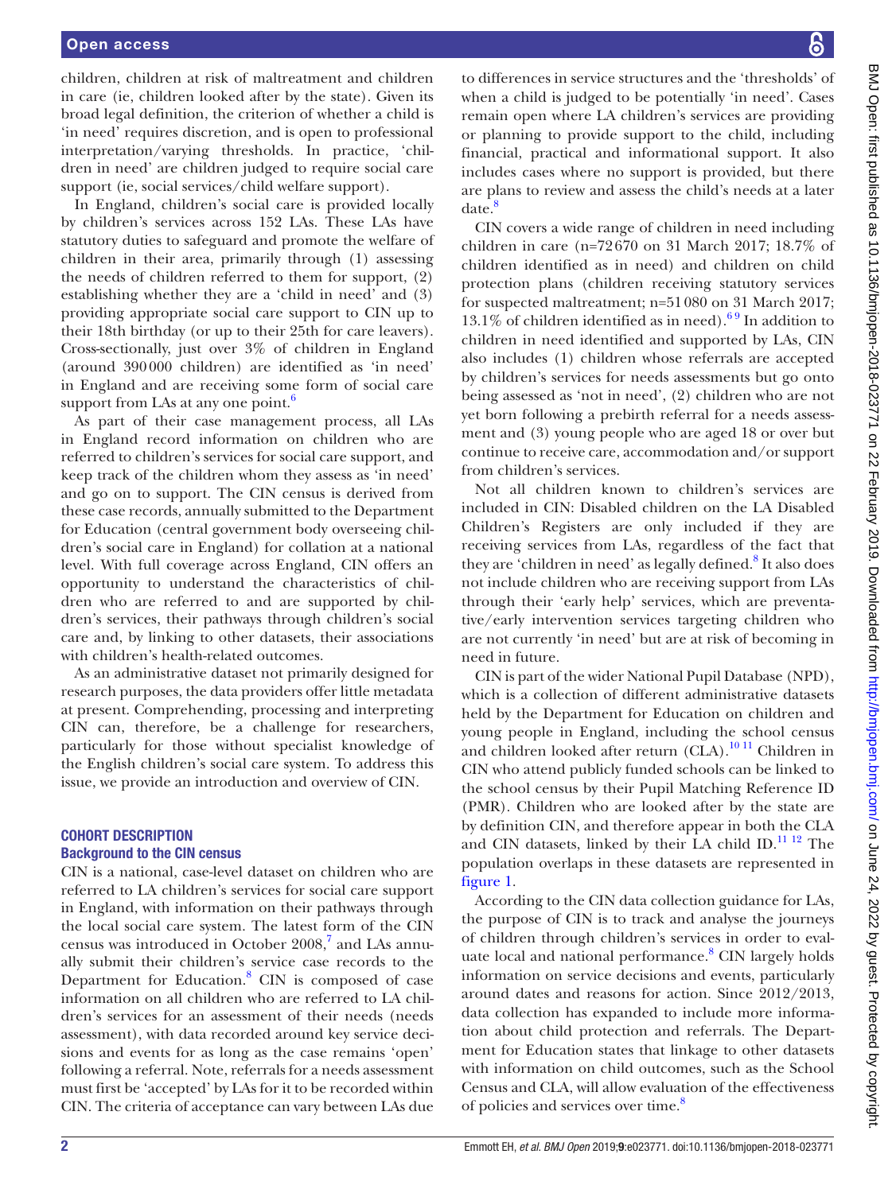children, children at risk of maltreatment and children in care (ie, children looked after by the state). Given its broad legal definition, the criterion of whether a child is 'in need' requires discretion, and is open to professional interpretation/varying thresholds. In practice, 'children in need' are children judged to require social care support (ie, social services/child welfare support).

In England, children's social care is provided locally by children's services across 152 LAs. These LAs have statutory duties to safeguard and promote the welfare of children in their area, primarily through (1) assessing the needs of children referred to them for support, (2) establishing whether they are a 'child in need' and (3) providing appropriate social care support to CIN up to their 18th birthday (or up to their 25th for care leavers). Cross-sectionally, just over 3% of children in England (around 390 000 children) are identified as 'in need' in England and are receiving some form of social care support from LAs at any one point.[6]

As part of their case management process, all LAs in England record information on children who are referred to children's services for social care support, and keep track of the children whom they assess as 'in need' and go on to support. The CIN census is derived from these case records, annually submitted to the Department for Education (central government body overseeing children's social care in England) for collation at a national level. With full coverage across England, CIN offers an opportunity to understand the characteristics of children who are referred to and are supported by children's services, their pathways through children's social care and, by linking to other datasets, their associations with children's health-related outcomes.

As an administrative dataset not primarily designed for research purposes, the data providers offer little metadata at present. Comprehending, processing and interpreting CIN can, therefore, be a challenge for researchers, particularly for those without specialist knowledge of the English children's social care system. To address this issue, we provide an introduction and overview of CIN.

## COHORT DESCRIPTION

### Background to the CIN census

CIN is a national, case-level dataset on children who are referred to LA children's services for social care support in England, with information on their pathways through the local social care system. The latest form of the CIN census was introduced in October 2008,[7] and LAs annually submit their children's service case records to the Department for Education.[8] CIN is composed of case information on all children who are referred to LA children's services for an assessment of their needs (needs assessment), with data recorded around key service decisions and events for as long as the case remains 'open' following a referral. Note, referrals for a needs assessment must first be 'accepted' by LAs for it to be recorded within CIN. The criteria of acceptance can vary between LAs due to differences in service structures and the 'thresholds' of when a child is judged to be potentially 'in need'. Cases remain open where LA children's services are providing or planning to provide support to the child, including financial, practical and informational support. It also includes cases where no support is provided, but there are plans to review and assess the child's needs at a later date.[8]

CIN covers a wide range of children in need including children in care (n=72 670 on 31 March 2017; 18.7% of children identified as in need) and children on child protection plans (children receiving statutory services for suspected maltreatment; n=51 080 on 31 March 2017; 13.1% of children identified as in need).[6,9] In addition to children in need identified and supported by LAs, CIN also includes (1) children whose referrals are accepted by children's services for needs assessments but go onto being assessed as 'not in need', (2) children who are not yet born following a prebirth referral for a needs assessment and (3) young people who are aged 18 or over but continue to receive care, accommodation and/or support from children's services.

Not all children known to children's services are included in CIN: Disabled children on the LA Disabled Children's Registers are only included if they are receiving services from LAs, regardless of the fact that they are 'children in need' as legally defined.[8] It also does not include children who are receiving support from LAs through their 'early help' services, which are preventative/early intervention services targeting children who are not currently 'in need' but are at risk of becoming in need in future.

CIN is part of the wider National Pupil Database (NPD), which is a collection of different administrative datasets held by the Department for Education on children and young people in England, including the school census and children looked after return (CLA).[10,11] Children in CIN who attend publicly funded schools can be linked to the school census by their Pupil Matching Reference ID (PMR). Children who are looked after by the state are by definition CIN, and therefore appear in both the CLA and CIN datasets, linked by their LA child ID.[11,12] The population overlaps in these datasets are represented in figure 1.

According to the CIN data collection guidance for LAs, the purpose of CIN is to track and analyse the journeys of children through children's services in order to evaluate local and national performance.[8] CIN largely holds information on service decisions and events, particularly around dates and reasons for action. Since 2012/2013, data collection has expanded to include more information about child protection and referrals. The Department for Education states that linkage to other datasets with information on child outcomes, such as the School Census and CLA, will allow evaluation of the effectiveness of policies and services over time.[8]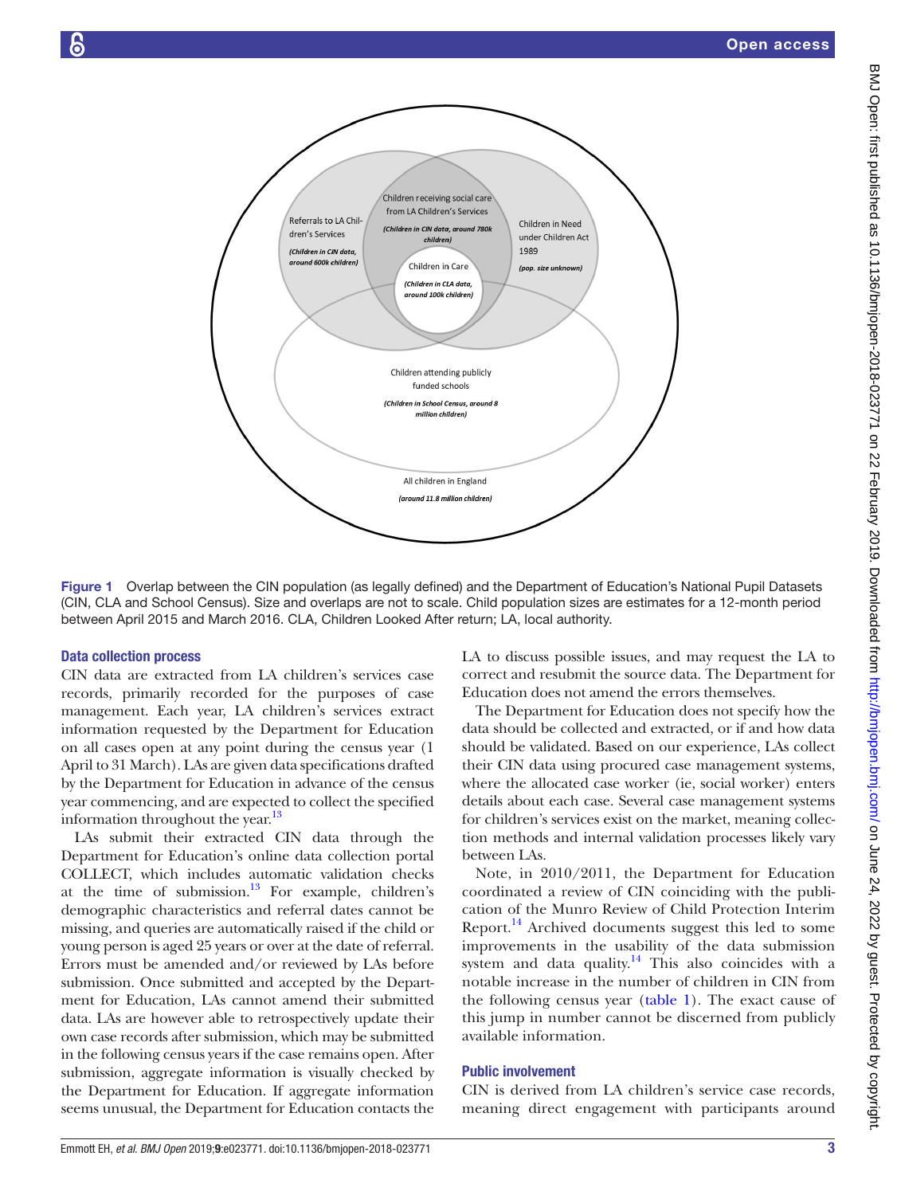Figure 1 Overlap between the CIN population (as legally defined) and the Department of Education's National Pupil Datasets (CIN, CLA and School Census). Size and overlaps are not to scale. Child population sizes are estimates for a 12-month period between April 2015 and March 2016. CLA, Children Looked After return; LA, local authority.

### Data collection process

CIN data are extracted from LA children's services case records, primarily recorded for the purposes of case management. Each year, LA children's services extract information requested by the Department for Education on all cases open at any point during the census year (1 April to 31 March). LAs are given data specifications drafted by the Department for Education in advance of the census year commencing, and are expected to collect the specified information throughout the year.[13]

LAs submit their extracted CIN data through the Department for Education's online data collection portal COLLECT, which includes automatic validation checks at the time of submission.[13] For example, children's demographic characteristics and referral dates cannot be missing, and queries are automatically raised if the child or young person is aged 25 years or over at the date of referral. Errors must be amended and/or reviewed by LAs before submission. Once submitted and accepted by the Department for Education, LAs cannot amend their submitted data. LAs are however able to retrospectively update their own case records after submission, which may be submitted in the following census years if the case remains open. After submission, aggregate information is visually checked by the Department for Education. If aggregate information seems unusual, the Department for Education contacts the LA to discuss possible issues, and may request the LA to correct and resubmit the source data. The Department for Education does not amend the errors themselves.

The Department for Education does not specify how the data should be collected and extracted, or if and how data should be validated. Based on our experience, LAs collect their CIN data using procured case management systems, where the allocated case worker (ie, social worker) enters details about each case. Several case management systems for children's services exist on the market, meaning collection methods and internal validation processes likely vary between LAs.

Note, in 2010/2011, the Department for Education coordinated a review of CIN coinciding with the publication of the Munro Review of Child Protection Interim Report.[14] Archived documents suggest this led to some improvements in the usability of the data submission system and data quality.[14] This also coincides with a notable increase in the number of children in CIN from the following census year (table 1). The exact cause of this jump in number cannot be discerned from publicly available information.

### Public involvement

CIN is derived from LA children's service case records, meaning direct engagement with participants around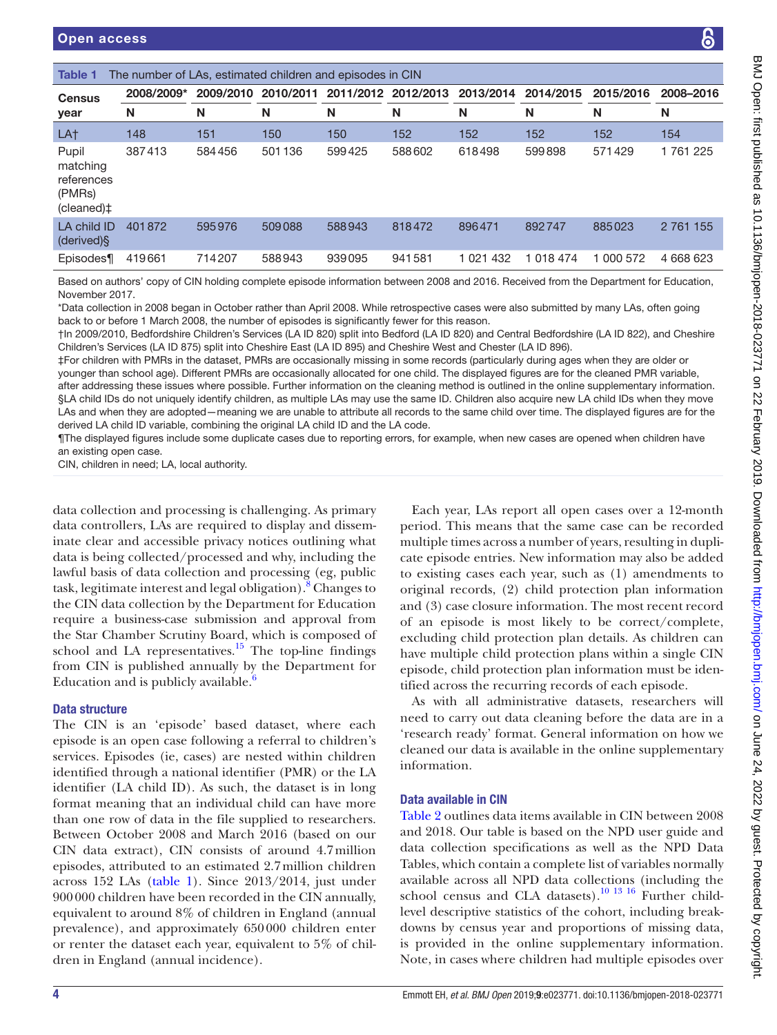**Table 1** The number of LAs, estimated children and episodes in CIN

| Census year | 2008/2009* | 2009/2010 | 2010/2011 | 2011/2012 | 2012/2013 | 2013/2014 | 2014/2015 | 2015/2016 | 2008–2016 |
|---|---|---|---|---|---|---|---|---|---|
| | N | N | N | N | N | N | N | N | N |
| LA† | 148 | 151 | 150 | 150 | 152 | 152 | 152 | 152 | 154 |
| Pupil matching references (PMRs) (cleaned)‡ | 387413 | 584456 | 501136 | 599425 | 588602 | 618498 | 599898 | 571429 | 1 761 225 |
| LA child ID (derived)§ | 401872 | 595976 | 509088 | 588943 | 818472 | 896471 | 892747 | 885023 | 2 761 155 |
| Episodes¶ | 419661 | 714207 | 588943 | 939095 | 941581 | 1 021 432 | 1 018 474 | 1 000 572 | 4 668 623 |

Based on authors' copy of CIN holding complete episode information between 2008 and 2016. Received from the Department for Education, November 2017.

*Data collection in 2008 began in October rather than April 2008. While retrospective cases were also submitted by many LAs, often going back to or before 1 March 2008, the number of episodes is significantly fewer for this reason.

†In 2009/2010, Bedfordshire Children's Services (LA ID 820) split into Bedford (LA ID 820) and Central Bedfordshire (LA ID 822), and Cheshire Children's Services (LA ID 875) split into Cheshire East (LA ID 895) and Cheshire West and Chester (LA ID 896).

‡For children with PMRs in the dataset, PMRs are occasionally missing in some records (particularly during ages when they are older or younger than school age). Different PMRs are occasionally allocated for one child. The displayed figures are for the cleaned PMR variable, after addressing these issues where possible. Further information on the cleaning method is outlined in the online supplementary information.

§LA child IDs do not uniquely identify children, as multiple LAs may use the same ID. Children also acquire new LA child IDs when they move LAs and when they are adopted—meaning we are unable to attribute all records to the same child over time. The displayed figures are for the derived LA child ID variable, combining the original LA child ID and the LA code.

¶The displayed figures include some duplicate cases due to reporting errors, for example, when new cases are opened when children have an existing open case.

CIN, children in need; LA, local authority.

data collection and processing is challenging. As primary data controllers, LAs are required to display and disseminate clear and accessible privacy notices outlining what data is being collected/processed and why, including the lawful basis of data collection and processing (eg, public task, legitimate interest and legal obligation).[8] Changes to the CIN data collection by the Department for Education require a business-case submission and approval from the Star Chamber Scrutiny Board, which is composed of school and LA representatives.[15] The top-line findings from CIN is published annually by the Department for Education and is publicly available.[6]

### Data structure

The CIN is an 'episode' based dataset, where each episode is an open case following a referral to children's services. Episodes (ie, cases) are nested within children identified through a national identifier (PMR) or the LA identifier (LA child ID). As such, the dataset is in long format meaning that an individual child can have more than one row of data in the file supplied to researchers. Between October 2008 and March 2016 (based on our CIN data extract), CIN consists of around 4.7 million episodes, attributed to an estimated 2.7 million children across 152 LAs (table 1). Since 2013/2014, just under 900 000 children have been recorded in the CIN annually, equivalent to around 8% of children in England (annual prevalence), and approximately 650 000 children enter or renter the dataset each year, equivalent to 5% of children in England (annual incidence).

Each year, LAs report all open cases over a 12-month period. This means that the same case can be recorded multiple times across a number of years, resulting in duplicate episode entries. New information may also be added to existing cases each year, such as (1) amendments to original records, (2) child protection plan information and (3) case closure information. The most recent record of an episode is most likely to be correct/complete, excluding child protection plan details. As children can have multiple child protection plans within a single CIN episode, child protection plan information must be identified across the recurring records of each episode.

As with all administrative datasets, researchers will need to carry out data cleaning before the data are in a 'research ready' format. General information on how we cleaned our data is available in the online supplementary information.

### Data available in CIN

Table 2 outlines data items available in CIN between 2008 and 2018. Our table is based on the NPD user guide and data collection specifications as well as the NPD Data Tables, which contain a complete list of variables normally available across all NPD data collections (including the school census and CLA datasets).[10 13 16] Further child-level descriptive statistics of the cohort, including breakdowns by census year and proportions of missing data, is provided in the online supplementary information. Note, in cases where children had multiple episodes over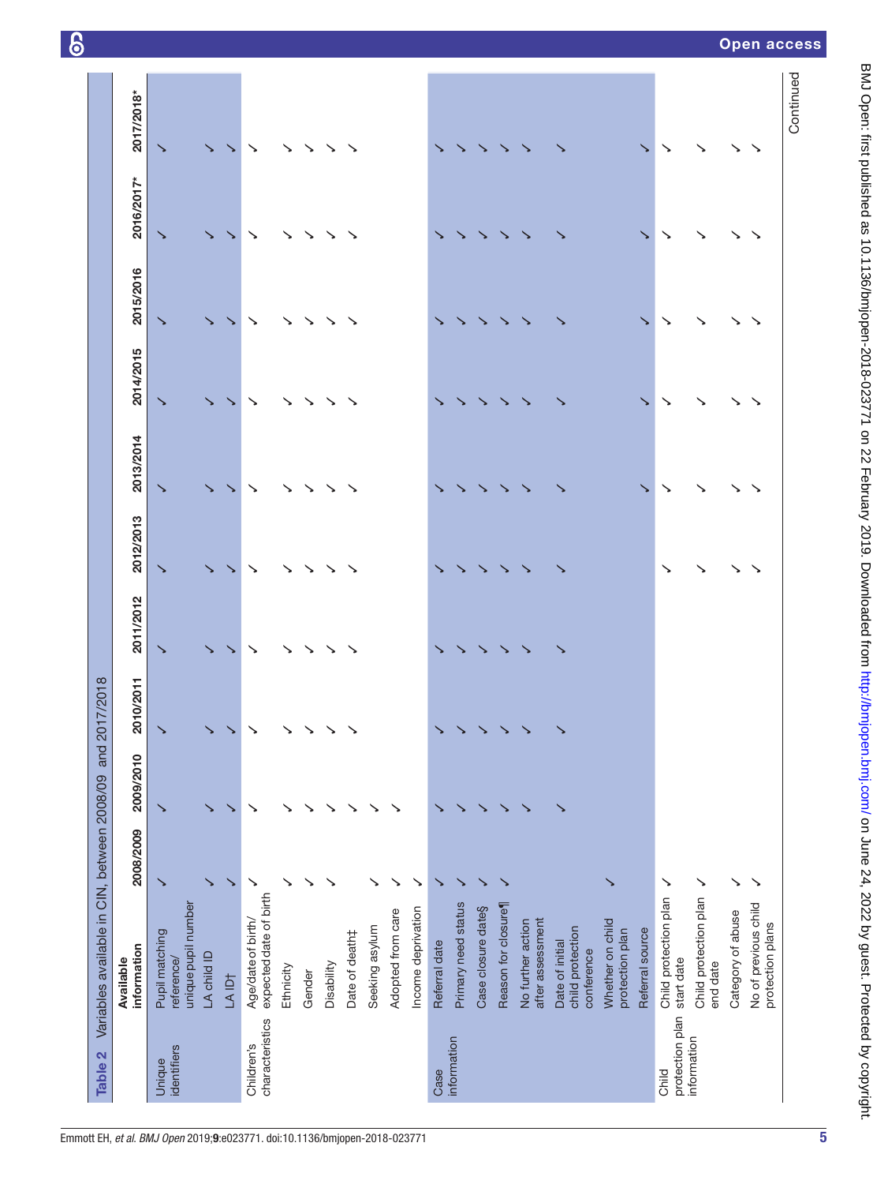**Table 2** Variables available in CIN, between 2008/09 and 2017/2018

| | Available information | 2008/2009 | 2009/2010 | 2010/2011 | 2011/2012 | 2012/2013 | 2013/2014 | 2014/2015 | 2015/2016 | 2016/2017* | 2017/2018* |
|---|---|---|---|---|---|---|---|---|---|---|---|
| Unique identifiers | Pupil matching reference/unique pupil number | ✓ | ✓ | ✓ | ✓ | ✓ | ✓ | ✓ | ✓ | ✓ | ✓ |
| | LA child ID | ✓ | ✓ | ✓ | ✓ | ✓ | ✓ | ✓ | ✓ | ✓ | ✓ |
| | LA ID† | ✓ | ✓ | ✓ | ✓ | ✓ | ✓ | ✓ | ✓ | ✓ | ✓ |
| Children's characteristics | Age/date of birth/expected date of birth | ✓ | ✓ | ✓ | ✓ | ✓ | ✓ | ✓ | ✓ | ✓ | ✓ |
| | Ethnicity | ✓ | ✓ | ✓ | ✓ | ✓ | ✓ | ✓ | ✓ | ✓ | ✓ |
| | Gender | ✓ | ✓ | ✓ | ✓ | ✓ | ✓ | ✓ | ✓ | ✓ | ✓ |
| | Disability | ✓ | ✓ | ✓ | ✓ | ✓ | ✓ | ✓ | ✓ | ✓ | ✓ |
| | Date of death‡ | | ✓ | ✓ | ✓ | ✓ | ✓ | ✓ | ✓ | ✓ | ✓ |
| | Seeking asylum | ✓ | ✓ | | | | | | | | |
| | Adopted from care | ✓ | ✓ | | | | | | | | |
| | Income deprivation | ✓ | | | | | | | | | |
| Case information | Referral date | ✓ | ✓ | ✓ | ✓ | ✓ | ✓ | ✓ | ✓ | ✓ | ✓ |
| | Primary need status | ✓ | ✓ | ✓ | ✓ | ✓ | ✓ | ✓ | ✓ | ✓ | ✓ |
| | Case closure date§ | ✓ | ✓ | ✓ | ✓ | ✓ | ✓ | ✓ | ✓ | ✓ | ✓ |
| | Reason for closure¶ | ✓ | ✓ | ✓ | ✓ | ✓ | ✓ | ✓ | ✓ | ✓ | ✓ |
| | No further action after assessment | | ✓ | ✓ | ✓ | ✓ | ✓ | ✓ | ✓ | ✓ | ✓ |
| | Date of initial child protection conference | | ✓ | ✓ | ✓ | ✓ | ✓ | ✓ | ✓ | ✓ | ✓ |
| | Whether on child protection plan | ✓ | | | | | | | | | |
| | Referral source | | | | | | ✓ | ✓ | ✓ | ✓ | ✓ |
| Child protection plan information | Child protection plan start date | ✓ | | | | ✓ | ✓ | ✓ | ✓ | ✓ | ✓ |
| | Child protection plan end date | ✓ | | | | ✓ | ✓ | ✓ | ✓ | ✓ | ✓ |
| | Category of abuse | ✓ | | | | ✓ | ✓ | ✓ | ✓ | ✓ | ✓ |
| | No of previous child protection plans | ✓ | | | | ✓ | ✓ | ✓ | ✓ | ✓ | ✓ |

Continued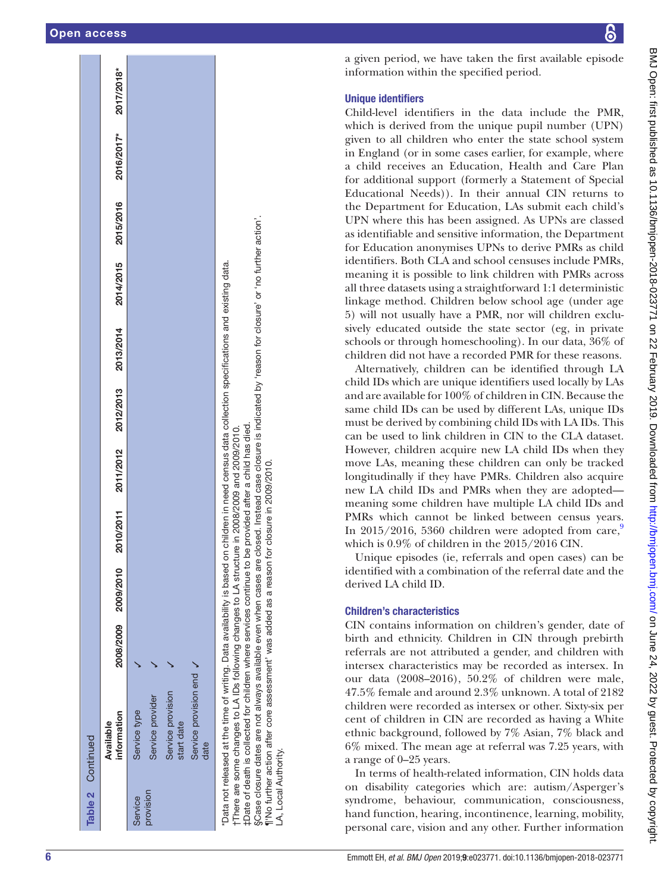Table 2 Continued

| | Available information | 2008/2009 | 2009/2010 | 2010/2011 | 2011/2012 | 2012/2013 | 2013/2014 | 2014/2015 | 2015/2016 | 2016/2017* | 2017/2018* |
|---|---|---|---|---|---|---|---|---|---|---|---|
| Service provision | Service type | ✓ | | | | | | | | | |
| | Service provider | ✓ | | | | | | | | | |
| | Service provision start date | ✓ | | | | | | | | | |
| | Service provision end date | ✓ | | | | | | | | | |

*Data not released at the time of writing. Data availability is based on children in need census data collection specifications and existing data.
†There are some changes to LA IDs following changes to LA structure in 2008/2009 and 2009/2010.
‡Date of death is collected for children where services continue to be provided after a child has died.
§Case closure dates are not always available even when cases are closed. Instead case closure is indicated by 'reason for closure' or 'no further action'.
¶'No further action after core assessment' was added as a reason for closure in 2009/2010.
LA, Local Authority.

a given period, we have taken the first available episode information within the specified period.

### Unique identifiers

Child-level identifiers in the data include the PMR, which is derived from the unique pupil number (UPN) given to all children who enter the state school system in England (or in some cases earlier, for example, where a child receives an Education, Health and Care Plan for additional support (formerly a Statement of Special Educational Needs)). In their annual CIN returns to the Department for Education, LAs submit each child's UPN where this has been assigned. As UPNs are classed as identifiable and sensitive information, the Department for Education anonymises UPNs to derive PMRs as child identifiers. Both CLA and school censuses include PMRs, meaning it is possible to link children with PMRs across all three datasets using a straightforward 1:1 deterministic linkage method. Children below school age (under age 5) will not usually have a PMR, nor will children exclusively educated outside the state sector (eg, in private schools or through homeschooling). In our data, 36% of children did not have a recorded PMR for these reasons.

Alternatively, children can be identified through LA child IDs which are unique identifiers used locally by LAs and are available for 100% of children in CIN. Because the same child IDs can be used by different LAs, unique IDs must be derived by combining child IDs with LA IDs. This can be used to link children in CIN to the CLA dataset. However, children acquire new LA child IDs when they move LAs, meaning these children can only be tracked longitudinally if they have PMRs. Children also acquire new LA child IDs and PMRs when they are adopted—meaning some children have multiple LA child IDs and PMRs which cannot be linked between census years. In 2015/2016, 5360 children were adopted from care,[9] which is 0.9% of children in the 2015/2016 CIN.

Unique episodes (ie, referrals and open cases) can be identified with a combination of the referral date and the derived LA child ID.

### Children's characteristics

CIN contains information on children's gender, date of birth and ethnicity. Children in CIN through prebirth referrals are not attributed a gender, and children with intersex characteristics may be recorded as intersex. In our data (2008–2016), 50.2% of children were male, 47.5% female and around 2.3% unknown. A total of 2182 children were recorded as intersex or other. Sixty-six per cent of children in CIN are recorded as having a White ethnic background, followed by 7% Asian, 7% black and 6% mixed. The mean age at referral was 7.25 years, with a range of 0–25 years.

In terms of health-related information, CIN holds data on disability categories which are: autism/Asperger's syndrome, behaviour, communication, consciousness, hand function, hearing, incontinence, learning, mobility, personal care, vision and any other. Further information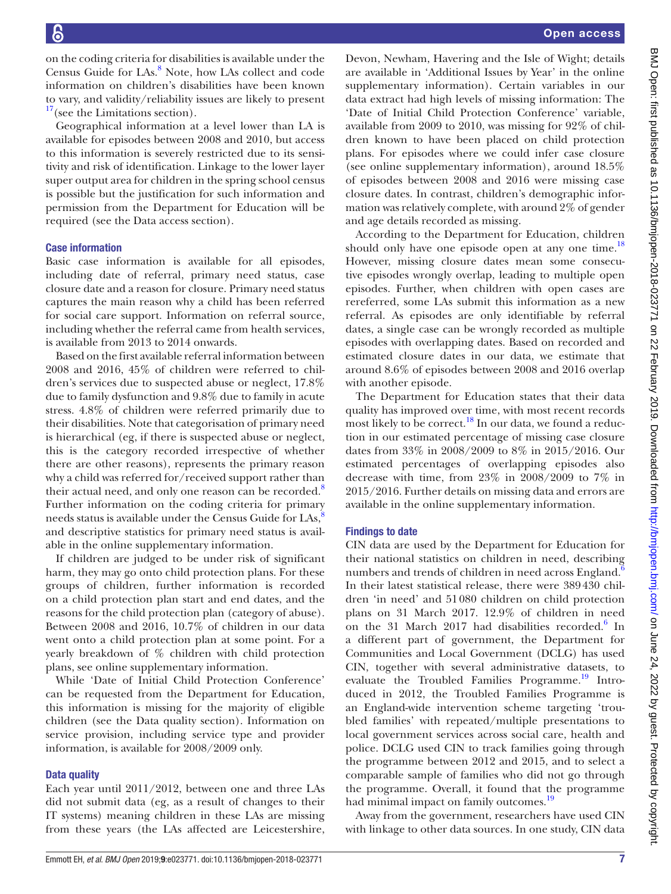on the coding criteria for disabilities is available under the Census Guide for LAs.[8] Note, how LAs collect and code information on children's disabilities have been known to vary, and validity/reliability issues are likely to present[17] (see the Limitations section).

Geographical information at a level lower than LA is available for episodes between 2008 and 2010, but access to this information is severely restricted due to its sensitivity and risk of identification. Linkage to the lower layer super output area for children in the spring school census is possible but the justification for such information and permission from the Department for Education will be required (see the Data access section).

### Case information

Basic case information is available for all episodes, including date of referral, primary need status, case closure date and a reason for closure. Primary need status captures the main reason why a child has been referred for social care support. Information on referral source, including whether the referral came from health services, is available from 2013 to 2014 onwards.

Based on the first available referral information between 2008 and 2016, 45% of children were referred to children's services due to suspected abuse or neglect, 17.8% due to family dysfunction and 9.8% due to family in acute stress. 4.8% of children were referred primarily due to their disabilities. Note that categorisation of primary need is hierarchical (eg, if there is suspected abuse or neglect, this is the category recorded irrespective of whether there are other reasons), represents the primary reason why a child was referred for/received support rather than their actual need, and only one reason can be recorded.[8] Further information on the coding criteria for primary needs status is available under the Census Guide for LAs,[8] and descriptive statistics for primary need status is available in the online supplementary information.

If children are judged to be under risk of significant harm, they may go onto child protection plans. For these groups of children, further information is recorded on a child protection plan start and end dates, and the reasons for the child protection plan (category of abuse). Between 2008 and 2016, 10.7% of children in our data went onto a child protection plan at some point. For a yearly breakdown of % children with child protection plans, see online supplementary information.

While 'Date of Initial Child Protection Conference' can be requested from the Department for Education, this information is missing for the majority of eligible children (see the Data quality section). Information on service provision, including service type and provider information, is available for 2008/2009 only.

### Data quality

Each year until 2011/2012, between one and three LAs did not submit data (eg, as a result of changes to their IT systems) meaning children in these LAs are missing from these years (the LAs affected are Leicestershire, Devon, Newham, Havering and the Isle of Wight; details are available in 'Additional Issues by Year' in the online supplementary information). Certain variables in our data extract had high levels of missing information: The 'Date of Initial Child Protection Conference' variable, available from 2009 to 2010, was missing for 92% of children known to have been placed on child protection plans. For episodes where we could infer case closure (see online supplementary information), around 18.5% of episodes between 2008 and 2016 were missing case closure dates. In contrast, children's demographic information was relatively complete, with around 2% of gender and age details recorded as missing.

According to the Department for Education, children should only have one episode open at any one time.[18] However, missing closure dates mean some consecutive episodes wrongly overlap, leading to multiple open episodes. Further, when children with open cases are rereferred, some LAs submit this information as a new referral. As episodes are only identifiable by referral dates, a single case can be wrongly recorded as multiple episodes with overlapping dates. Based on recorded and estimated closure dates in our data, we estimate that around 8.6% of episodes between 2008 and 2016 overlap with another episode.

The Department for Education states that their data quality has improved over time, with most recent records most likely to be correct.[18] In our data, we found a reduction in our estimated percentage of missing case closure dates from 33% in 2008/2009 to 8% in 2015/2016. Our estimated percentages of overlapping episodes also decrease with time, from 23% in 2008/2009 to 7% in 2015/2016. Further details on missing data and errors are available in the online supplementary information.

### Findings to date

CIN data are used by the Department for Education for their national statistics on children in need, describing numbers and trends of children in need across England.[6] In their latest statistical release, there were 389 430 children 'in need' and 51 080 children on child protection plans on 31 March 2017. 12.9% of children in need on the 31 March 2017 had disabilities recorded.[6] In a different part of government, the Department for Communities and Local Government (DCLG) has used CIN, together with several administrative datasets, to evaluate the Troubled Families Programme.[19] Introduced in 2012, the Troubled Families Programme is an England-wide intervention scheme targeting 'troubled families' with repeated/multiple presentations to local government services across social care, health and police. DCLG used CIN to track families going through the programme between 2012 and 2015, and to select a comparable sample of families who did not go through the programme. Overall, it found that the programme had minimal impact on family outcomes.[19]

Away from the government, researchers have used CIN with linkage to other data sources. In one study, CIN data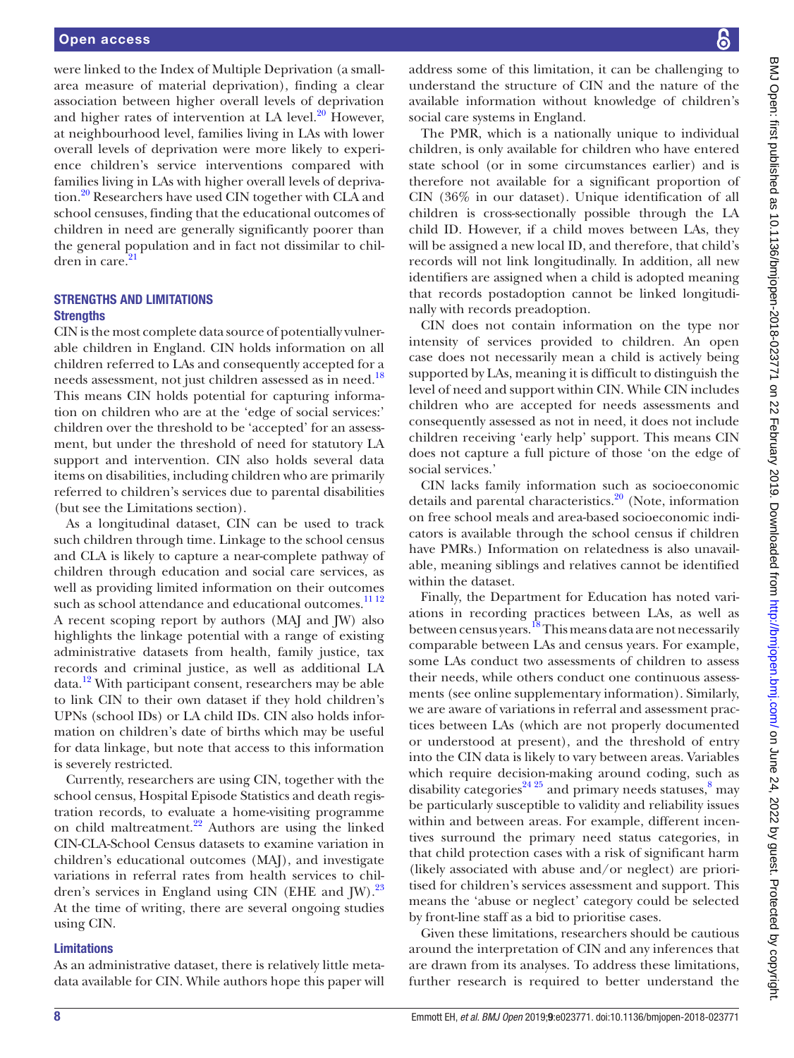were linked to the Index of Multiple Deprivation (a small-area measure of material deprivation), finding a clear association between higher overall levels of deprivation and higher rates of intervention at LA level.[20] However, at neighbourhood level, families living in LAs with lower overall levels of deprivation were more likely to experience children's service interventions compared with families living in LAs with higher overall levels of deprivation.[20] Researchers have used CIN together with CLA and school censuses, finding that the educational outcomes of children in need are generally significantly poorer than the general population and in fact not dissimilar to children in care.[21]

## STRENGTHS AND LIMITATIONS

### Strengths

CIN is the most complete data source of potentially vulnerable children in England. CIN holds information on all children referred to LAs and consequently accepted for a needs assessment, not just children assessed as in need.[18] This means CIN holds potential for capturing information on children who are at the 'edge of social services:' children over the threshold to be 'accepted' for an assessment, but under the threshold of need for statutory LA support and intervention. CIN also holds several data items on disabilities, including children who are primarily referred to children's services due to parental disabilities (but see the Limitations section).

As a longitudinal dataset, CIN can be used to track such children through time. Linkage to the school census and CLA is likely to capture a near-complete pathway of children through education and social care services, as well as providing limited information on their outcomes such as school attendance and educational outcomes.[11,12] A recent scoping report by authors (MAJ and JW) also highlights the linkage potential with a range of existing administrative datasets from health, family justice, tax records and criminal justice, as well as additional LA data.[12] With participant consent, researchers may be able to link CIN to their own dataset if they hold children's UPNs (school IDs) or LA child IDs. CIN also holds information on children's date of births which may be useful for data linkage, but note that access to this information is severely restricted.

Currently, researchers are using CIN, together with the school census, Hospital Episode Statistics and death registration records, to evaluate a home-visiting programme on child maltreatment.[22] Authors are using the linked CIN-CLA-School Census datasets to examine variation in children's educational outcomes (MAJ), and investigate variations in referral rates from health services to children's services in England using CIN (EHE and JW).[23] At the time of writing, there are several ongoing studies using CIN.

### Limitations

As an administrative dataset, there is relatively little metadata available for CIN. While authors hope this paper will address some of this limitation, it can be challenging to understand the structure of CIN and the nature of the available information without knowledge of children's social care systems in England.

The PMR, which is a nationally unique to individual children, is only available for children who have entered state school (or in some circumstances earlier) and is therefore not available for a significant proportion of CIN (36% in our dataset). Unique identification of all children is cross-sectionally possible through the LA child ID. However, if a child moves between LAs, they will be assigned a new local ID, and therefore, that child's records will not link longitudinally. In addition, all new identifiers are assigned when a child is adopted meaning that records postadoption cannot be linked longitudinally with records preadoption.

CIN does not contain information on the type nor intensity of services provided to children. An open case does not necessarily mean a child is actively being supported by LAs, meaning it is difficult to distinguish the level of need and support within CIN. While CIN includes children who are accepted for needs assessments and consequently assessed as not in need, it does not include children receiving 'early help' support. This means CIN does not capture a full picture of those 'on the edge of social services.'

CIN lacks family information such as socioeconomic details and parental characteristics.[20] (Note, information on free school meals and area-based socioeconomic indicators is available through the school census if children have PMRs.) Information on relatedness is also unavailable, meaning siblings and relatives cannot be identified within the dataset.

Finally, the Department for Education has noted variations in recording practices between LAs, as well as between census years.[18] This means data are not necessarily comparable between LAs and census years. For example, some LAs conduct two assessments of children to assess their needs, while others conduct one continuous assessments (see online supplementary information). Similarly, we are aware of variations in referral and assessment practices between LAs (which are not properly documented or understood at present), and the threshold of entry into the CIN data is likely to vary between areas. Variables which require decision-making around coding, such as disability categories[24,25] and primary needs statuses,[8] may be particularly susceptible to validity and reliability issues within and between areas. For example, different incentives surround the primary need status categories, in that child protection cases with a risk of significant harm (likely associated with abuse and/or neglect) are prioritised for children's services assessment and support. This means the 'abuse or neglect' category could be selected by front-line staff as a bid to prioritise cases.

Given these limitations, researchers should be cautious around the interpretation of CIN and any inferences that are drawn from its analyses. To address these limitations, further research is required to better understand the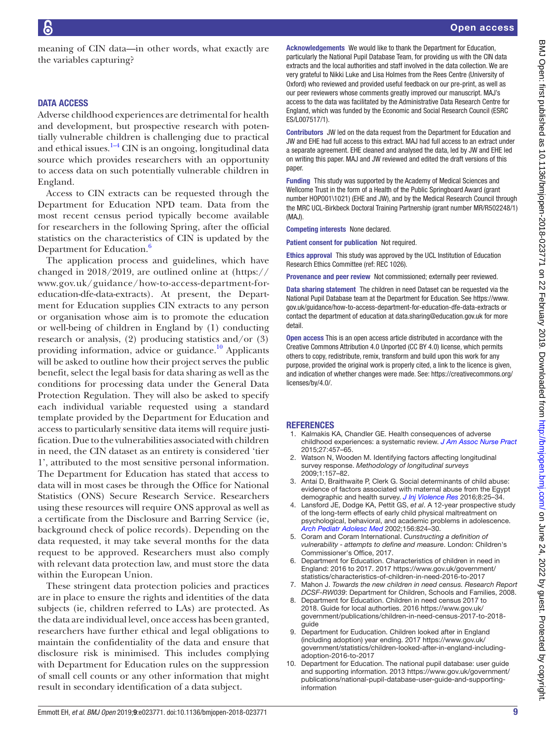meaning of CIN data—in other words, what exactly are the variables capturing?

## DATA ACCESS

Adverse childhood experiences are detrimental for health and development, but prospective research with potentially vulnerable children is challenging due to practical and ethical issues.[1–4] CIN is an ongoing, longitudinal data source which provides researchers with an opportunity to access data on such potentially vulnerable children in England.

Access to CIN extracts can be requested through the Department for Education NPD team. Data from the most recent census period typically become available for researchers in the following Spring, after the official statistics on the characteristics of CIN is updated by the Department for Education.[6]

The application process and guidelines, which have changed in 2018/2019, are outlined online at (https://www.gov.uk/guidance/how-to-access-department-for-education-dfe-data-extracts). At present, the Department for Education supplies CIN extracts to any person or organisation whose aim is to promote the education or well-being of children in England by (1) conducting research or analysis, (2) producing statistics and/or (3) providing information, advice or guidance.[10] Applicants will be asked to outline how their project serves the public benefit, select the legal basis for data sharing as well as the conditions for processing data under the General Data Protection Regulation. They will also be asked to specify each individual variable requested using a standard template provided by the Department for Education and access to particularly sensitive data items will require justification. Due to the vulnerabilities associated with children in need, the CIN dataset as an entirety is considered 'tier 1', attributed to the most sensitive personal information. The Department for Education has stated that access to data will in most cases be through the Office for National Statistics (ONS) Secure Research Service. Researchers using these resources will require ONS approval as well as a certificate from the Disclosure and Barring Service (ie, background check of police records). Depending on the data requested, it may take several months for the data request to be approved. Researchers must also comply with relevant data protection law, and must store the data within the European Union.

These stringent data protection policies and practices are in place to ensure the rights and identities of the data subjects (ie, children referred to LAs) are protected. As the data are individual level, once access has been granted, researchers have further ethical and legal obligations to maintain the confidentiality of the data and ensure that disclosure risk is minimised. This includes complying with Department for Education rules on the suppression of small cell counts or any other information that might result in secondary identification of a data subject.

**Acknowledgements** We would like to thank the Department for Education, particularly the National Pupil Database Team, for providing us with the CIN data extracts and the local authorities and staff involved in the data collection. We are very grateful to Nikki Luke and Lisa Holmes from the Rees Centre (University of Oxford) who reviewed and provided useful feedback on our pre-print, as well as our peer reviewers whose comments greatly improved our manuscript. MAJ's access to the data was facilitated by the Administrative Data Research Centre for England, which was funded by the Economic and Social Research Council (ESRC ES/L007517/1).

**Contributors** JW led on the data request from the Department for Education and JW and EHE had full access to this extract. MAJ had full access to an extract under a separate agreement. EHE cleaned and analysed the data, led by JW and EHE led on writing this paper. MAJ and JW reviewed and edited the draft versions of this paper.

**Funding** This study was supported by the Academy of Medical Sciences and Wellcome Trust in the form of a Health of the Public Springboard Award (grant number HOP001\1021) (EHE and JW), and by the Medical Research Council through the MRC UCL-Birkbeck Doctoral Training Partnership (grant number MR/R502248/1) (MAJ).

**Competing interests** None declared.

**Patient consent for publication** Not required.

**Ethics approval** This study was approved by the UCL Institution of Education Research Ethics Committee (ref: REC 1026).

**Provenance and peer review** Not commissioned; externally peer reviewed.

**Data sharing statement** The children in need Dataset can be requested via the National Pupil Database team at the Department for Education. See https://www.gov.uk/guidance/how-to-access-department-for-education-dfe-data-extracts or contact the department of education at data.sharing@education.gov.uk for more detail.

**Open access** This is an open access article distributed in accordance with the Creative Commons Attribution 4.0 Unported (CC BY 4.0) license, which permits others to copy, redistribute, remix, transform and build upon this work for any purpose, provided the original work is properly cited, a link to the licence is given, and indication of whether changes were made. See: https://creativecommons.org/licenses/by/4.0/.

## REFERENCES

1. Kalmakis KA, Chandler GE. Health consequences of adverse childhood experiences: a systematic review. *J Am Assoc Nurse Pract* 2015;27:457–65.
2. Watson N, Wooden M. Identifying factors affecting longitudinal survey response. *Methodology of longitudinal surveys* 2009;1:157–82.
3. Antai D, Braithwaite P, Clerk G. Social determinants of child abuse: evidence of factors associated with maternal abuse from the Egypt demographic and health survey. *J Inj Violence Res* 2016;8:25–34.
4. Lansford JE, Dodge KA, Pettit GS, *et al*. A 12-year prospective study of the long-term effects of early child physical maltreatment on psychological, behavioral, and academic problems in adolescence. *Arch Pediatr Adolesc Med* 2002;156:824–30.
5. Coram and Coram International. *Cunstructing a definition of vulnerability - attempts to define and measure*. London: Children's Commissioner's Office, 2017.
6. Department for Education. Characteristics of children in need in England: 2016 to 2017. 2017 https://www.gov.uk/government/statistics/characteristics-of-children-in-need-2016-to-2017
7. Mahon J. *Towards the new children in need census. Research Report DCSF-RW039*: Department for Children, Schools and Families, 2008.
8. Department for Education. Children in need census 2017 to 2018. Guide for local authorities. 2016 https://www.gov.uk/government/publications/children-in-need-census-2017-to-2018-guide
9. Department for Euducation. Children looked after in England (including adoption) year ending. 2017 https://www.gov.uk/government/statistics/children-looked-after-in-england-including-adoption-2016-to-2017
10. Department for Education. The national pupil database: user guide and supporting information. 2013 https://www.gov.uk/government/publications/national-pupil-database-user-guide-and-supporting-information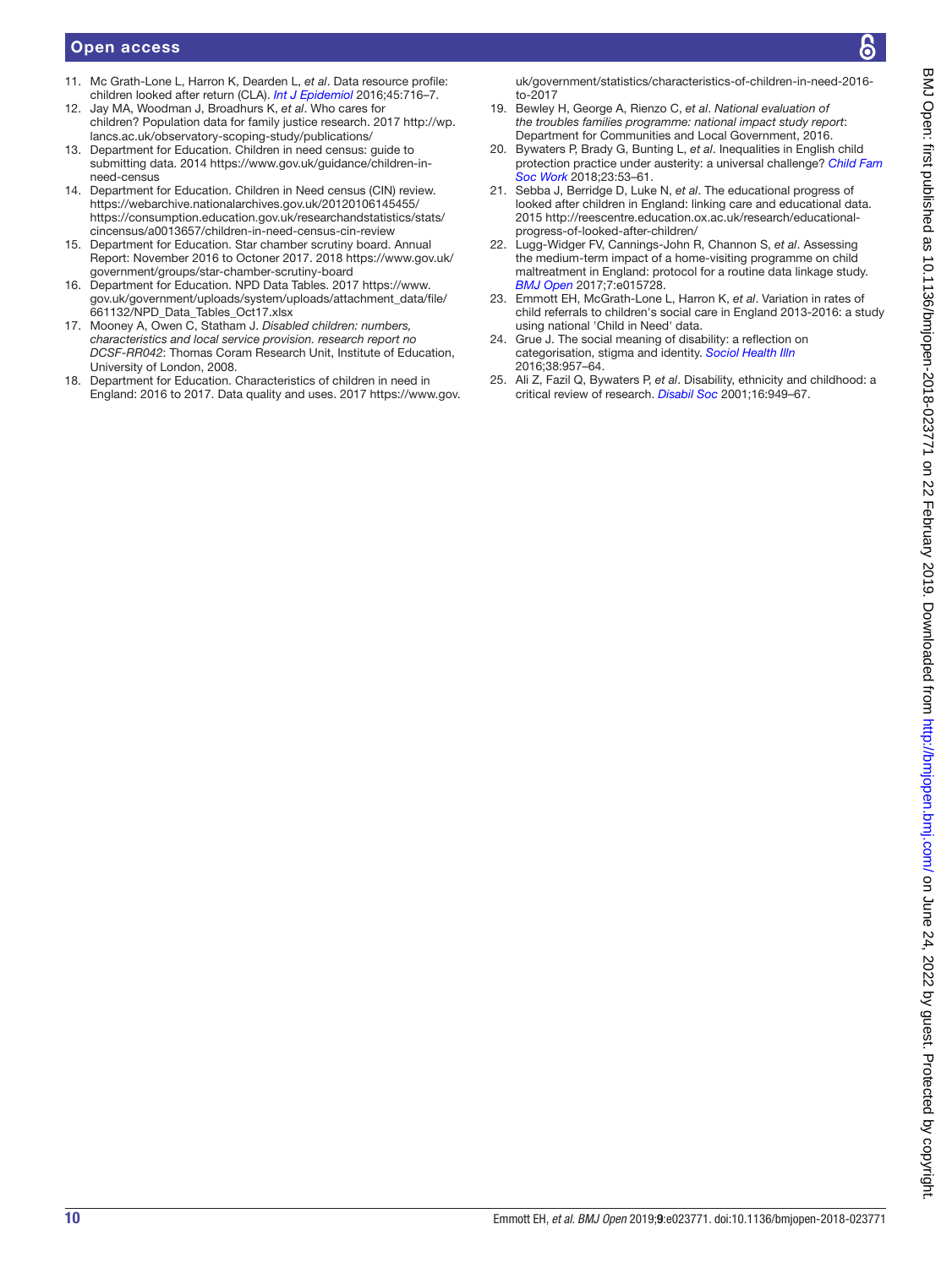11. Mc Grath-Lone L, Harron K, Dearden L, *et al*. Data resource profile: children looked after return (CLA). *Int J Epidemiol* 2016;45:716–7.
12. Jay MA, Woodman J, Broadhurs K, *et al*. Who cares for children? Population data for family justice research. 2017 http://wp.lancs.ac.uk/observatory-scoping-study/publications/
13. Department for Education. Children in need census: guide to submitting data. 2014 https://www.gov.uk/guidance/children-in-need-census
14. Department for Education. Children in Need census (CIN) review. https://webarchive.nationalarchives.gov.uk/20120106145455/https://consumption.education.gov.uk/researchandstatistics/stats/cincensus/a0013657/children-in-need-census-cin-review
15. Department for Education. Star chamber scrutiny board. Annual Report: November 2016 to Octoner 2017. 2018 https://www.gov.uk/government/groups/star-chamber-scrutiny-board
16. Department for Education. NPD Data Tables. 2017 https://www.gov.uk/government/uploads/system/uploads/attachment_data/file/661132/NPD_Data_Tables_Oct17.xlsx
17. Mooney A, Owen C, Statham J. *Disabled children: numbers, characteristics and local service provision. research report no DCSF-RR042*: Thomas Coram Research Unit, Institute of Education, University of London, 2008.
18. Department for Education. Characteristics of children in need in England: 2016 to 2017. Data quality and uses. 2017 https://www.gov.uk/government/statistics/characteristics-of-children-in-need-2016-to-2017
19. Bewley H, George A, Rienzo C, *et al*. *National evaluation of the troubles families programme: national impact study report*: Department for Communities and Local Government, 2016.
20. Bywaters P, Brady G, Bunting L, *et al*. Inequalities in English child protection practice under austerity: a universal challenge? *Child Fam Soc Work* 2018;23:53–61.
21. Sebba J, Berridge D, Luke N, *et al*. The educational progress of looked after children in England: linking care and educational data. 2015 http://reescentre.education.ox.ac.uk/research/educational-progress-of-looked-after-children/
22. Lugg-Widger FV, Cannings-John R, Channon S, *et al*. Assessing the medium-term impact of a home-visiting programme on child maltreatment in England: protocol for a routine data linkage study. *BMJ Open* 2017;7:e015728.
23. Emmott EH, McGrath-Lone L, Harron K, *et al*. Variation in rates of child referrals to children's social care in England 2013-2016: a study using national 'Child in Need' data.
24. Grue J. The social meaning of disability: a reflection on categorisation, stigma and identity. *Sociol Health Illn* 2016;38:957–64.
25. Ali Z, Fazil Q, Bywaters P, *et al*. Disability, ethnicity and childhood: a critical review of research. *Disabil Soc* 2001;16:949–67.